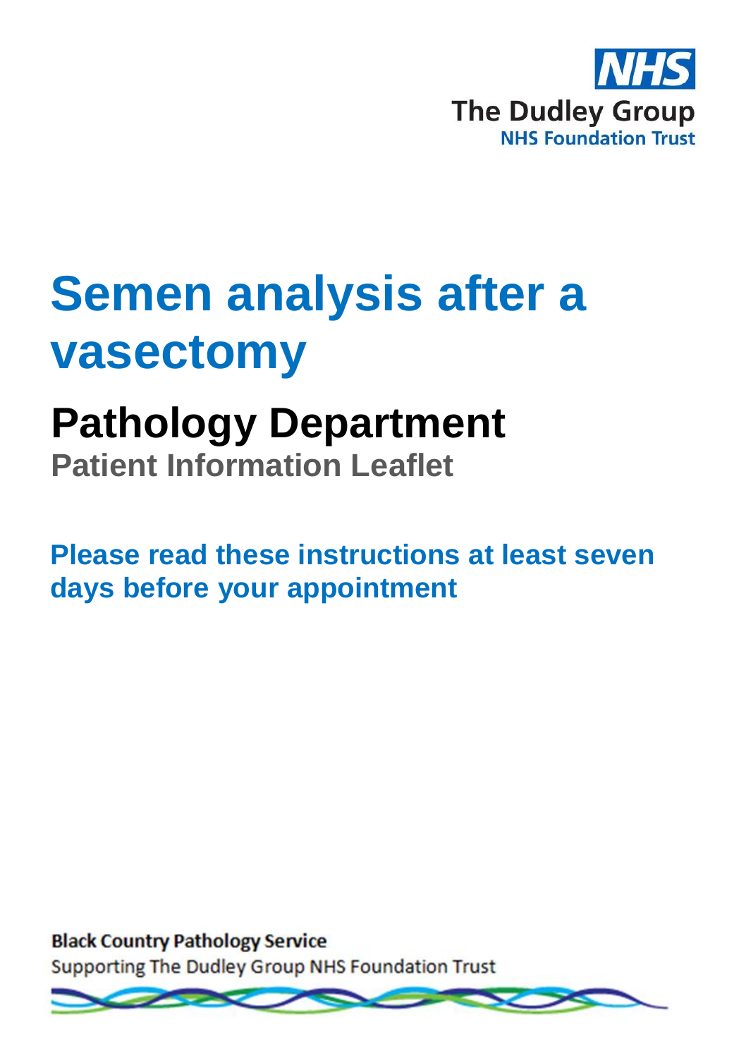NHS

The Dudley Group

NHS Foundation Trust

# Semen analysis after a vasectomy

## Pathology Department

### Patient Information Leaflet

**Please read these instructions at least seven days before your appointment**

**Black Country Pathology Service**

Supporting The Dudley Group NHS Foundation Trust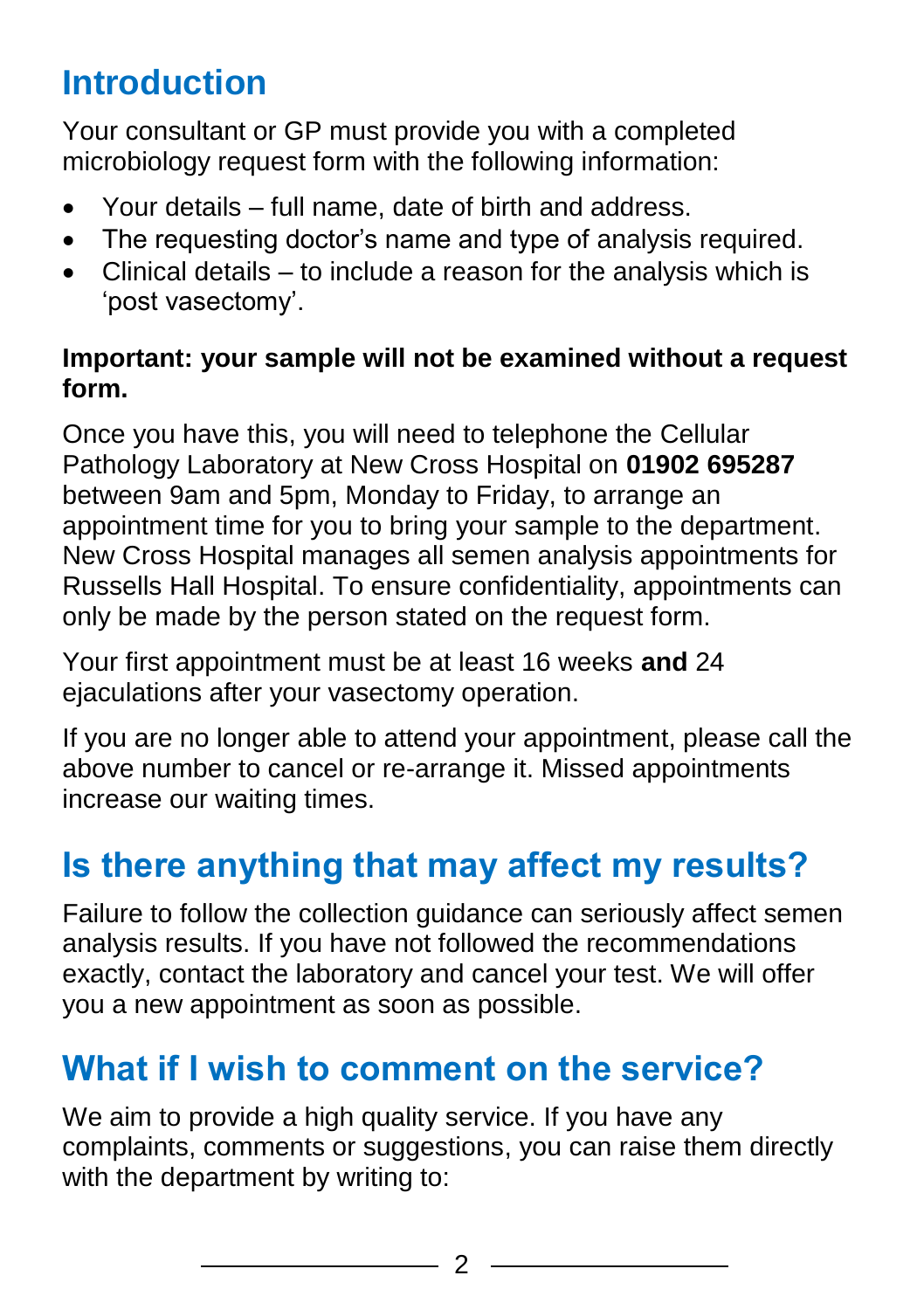## Introduction

Your consultant or GP must provide you with a completed microbiology request form with the following information:

- Your details – full name, date of birth and address.
- The requesting doctor's name and type of analysis required.
- Clinical details – to include a reason for the analysis which is 'post vasectomy'.

**Important: your sample will not be examined without a request form.**

Once you have this, you will need to telephone the Cellular Pathology Laboratory at New Cross Hospital on **01902 695287** between 9am and 5pm, Monday to Friday, to arrange an appointment time for you to bring your sample to the department. New Cross Hospital manages all semen analysis appointments for Russells Hall Hospital. To ensure confidentiality, appointments can only be made by the person stated on the request form.

Your first appointment must be at least 16 weeks **and** 24 ejaculations after your vasectomy operation.

If you are no longer able to attend your appointment, please call the above number to cancel or re-arrange it. Missed appointments increase our waiting times.

## Is there anything that may affect my results?

Failure to follow the collection guidance can seriously affect semen analysis results. If you have not followed the recommendations exactly, contact the laboratory and cancel your test. We will offer you a new appointment as soon as possible.

## What if I wish to comment on the service?

We aim to provide a high quality service. If you have any complaints, comments or suggestions, you can raise them directly with the department by writing to: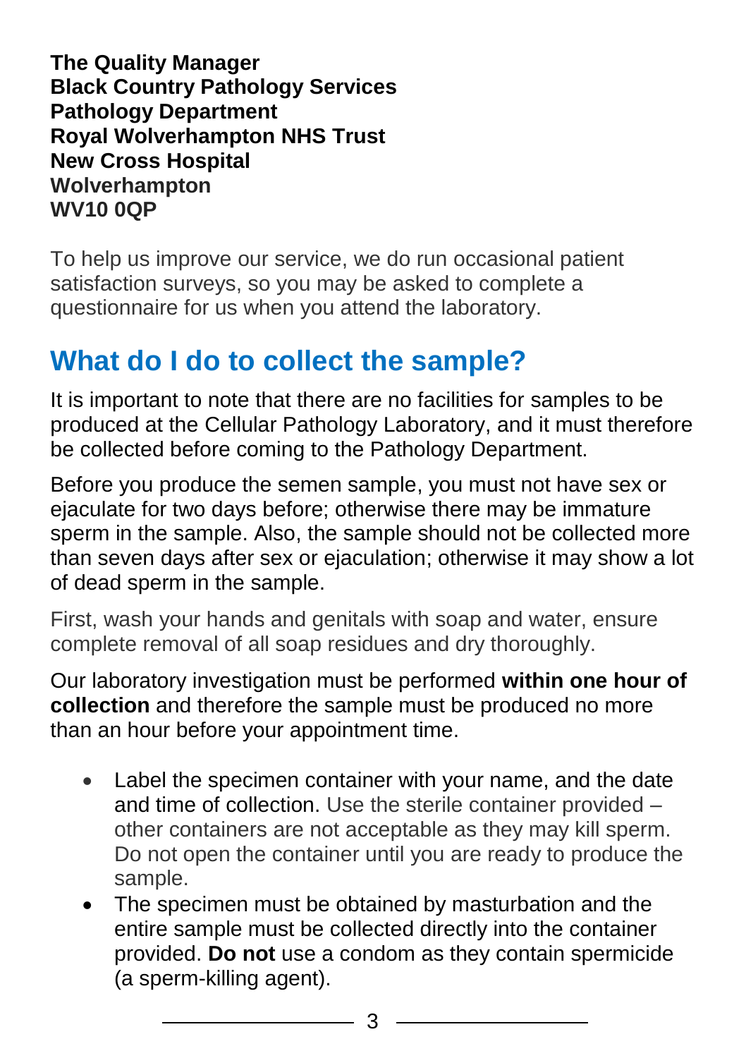**The Quality Manager**
**Black Country Pathology Services**
**Pathology Department**
**Royal Wolverhampton NHS Trust**
**New Cross Hospital**
**Wolverhampton**
**WV10 0QP**

To help us improve our service, we do run occasional patient satisfaction surveys, so you may be asked to complete a questionnaire for us when you attend the laboratory.

## What do I do to collect the sample?

It is important to note that there are no facilities for samples to be produced at the Cellular Pathology Laboratory, and it must therefore be collected before coming to the Pathology Department.

Before you produce the semen sample, you must not have sex or ejaculate for two days before; otherwise there may be immature sperm in the sample. Also, the sample should not be collected more than seven days after sex or ejaculation; otherwise it may show a lot of dead sperm in the sample.

First, wash your hands and genitals with soap and water, ensure complete removal of all soap residues and dry thoroughly.

Our laboratory investigation must be performed **within one hour of collection** and therefore the sample must be produced no more than an hour before your appointment time.

- Label the specimen container with your name, and the date and time of collection. Use the sterile container provided – other containers are not acceptable as they may kill sperm. Do not open the container until you are ready to produce the sample.
- The specimen must be obtained by masturbation and the entire sample must be collected directly into the container provided. **Do not** use a condom as they contain spermicide (a sperm-killing agent).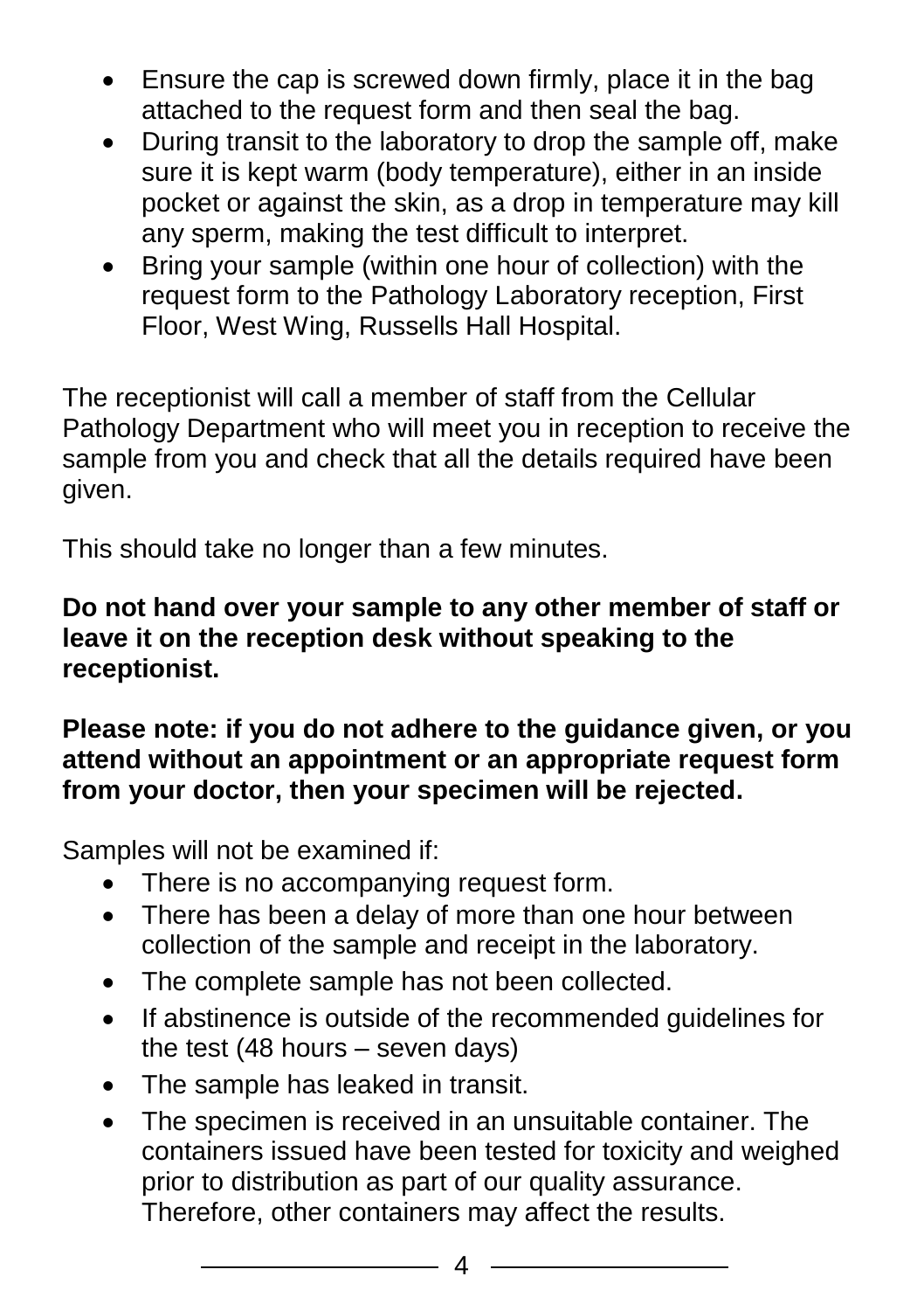- Ensure the cap is screwed down firmly, place it in the bag attached to the request form and then seal the bag.
- During transit to the laboratory to drop the sample off, make sure it is kept warm (body temperature), either in an inside pocket or against the skin, as a drop in temperature may kill any sperm, making the test difficult to interpret.
- Bring your sample (within one hour of collection) with the request form to the Pathology Laboratory reception, First Floor, West Wing, Russells Hall Hospital.

The receptionist will call a member of staff from the Cellular Pathology Department who will meet you in reception to receive the sample from you and check that all the details required have been given.

This should take no longer than a few minutes.

**Do not hand over your sample to any other member of staff or leave it on the reception desk without speaking to the receptionist.**

**Please note: if you do not adhere to the guidance given, or you attend without an appointment or an appropriate request form from your doctor, then your specimen will be rejected.**

Samples will not be examined if:

- There is no accompanying request form.
- There has been a delay of more than one hour between collection of the sample and receipt in the laboratory.
- The complete sample has not been collected.
- If abstinence is outside of the recommended guidelines for the test (48 hours – seven days)
- The sample has leaked in transit.
- The specimen is received in an unsuitable container. The containers issued have been tested for toxicity and weighed prior to distribution as part of our quality assurance. Therefore, other containers may affect the results.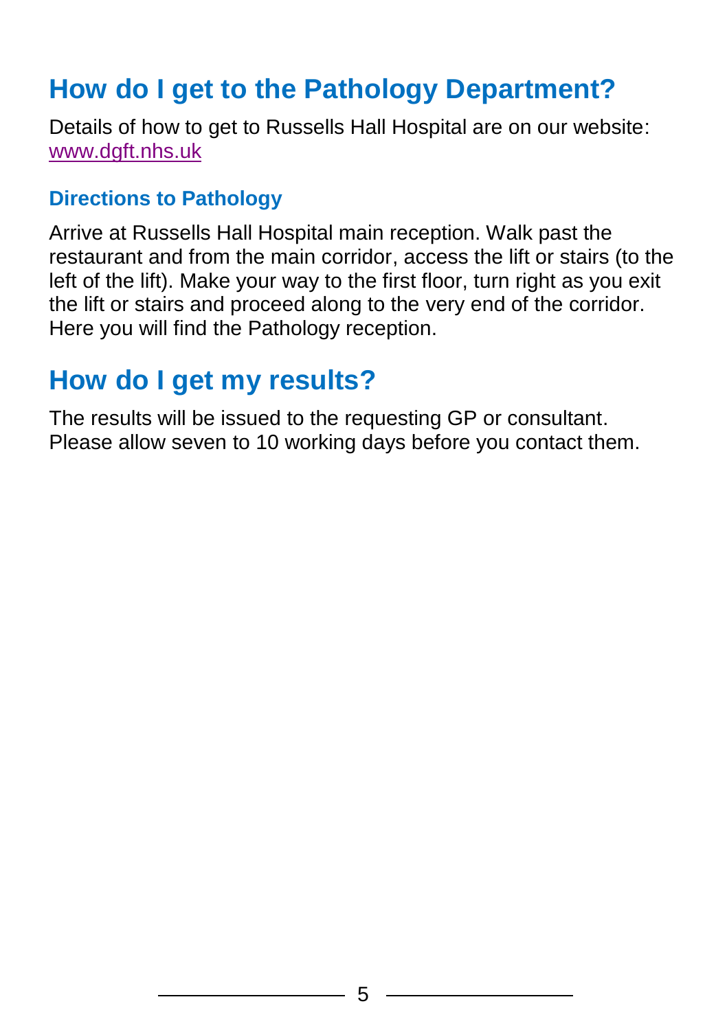## How do I get to the Pathology Department?

Details of how to get to Russells Hall Hospital are on our website: [www.dgft.nhs.uk](http://www.dgft.nhs.uk)

### Directions to Pathology

Arrive at Russells Hall Hospital main reception. Walk past the restaurant and from the main corridor, access the lift or stairs (to the left of the lift). Make your way to the first floor, turn right as you exit the lift or stairs and proceed along to the very end of the corridor. Here you will find the Pathology reception.

## How do I get my results?

The results will be issued to the requesting GP or consultant. Please allow seven to 10 working days before you contact them.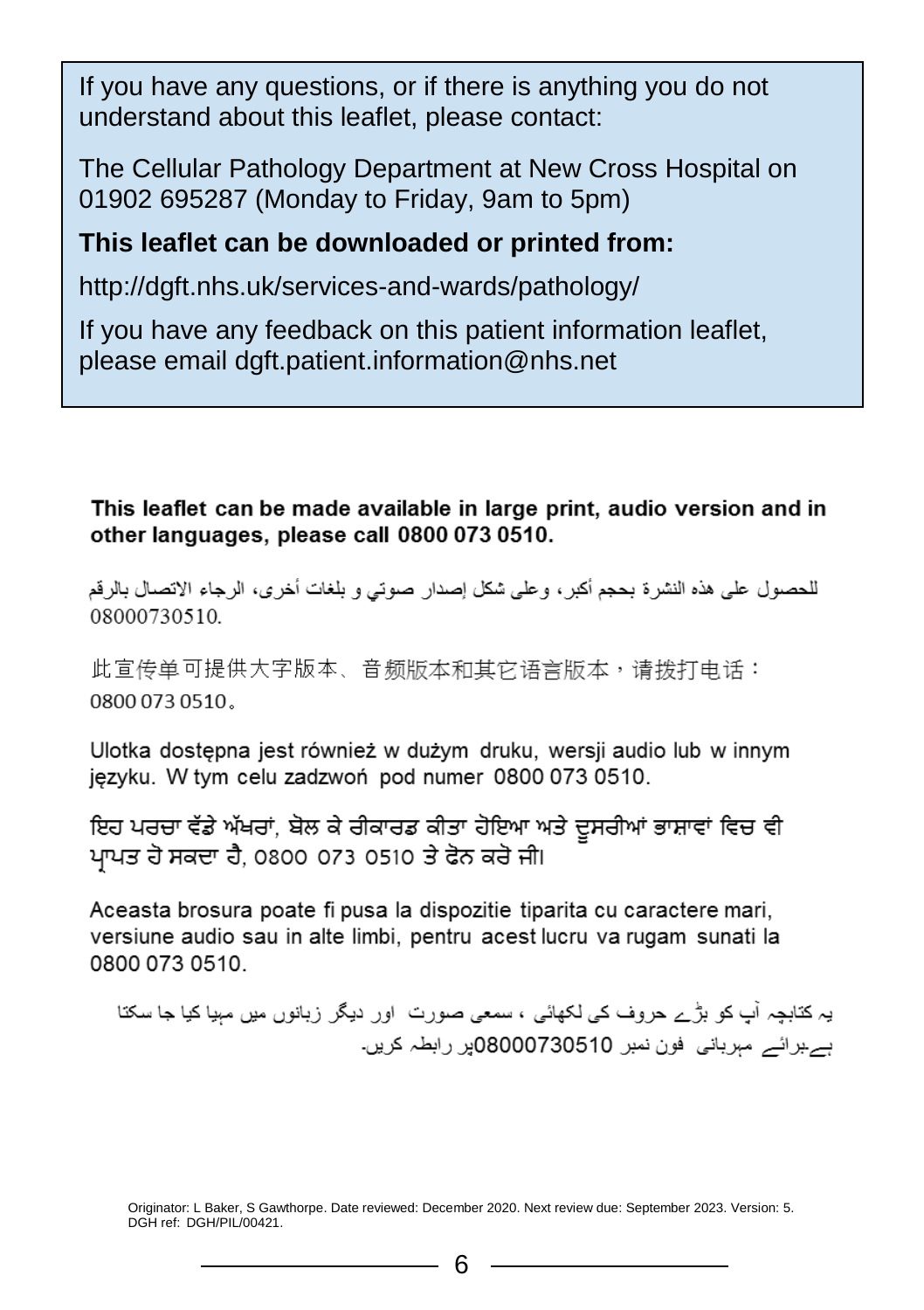If you have any questions, or if there is anything you do not understand about this leaflet, please contact:

The Cellular Pathology Department at New Cross Hospital on 01902 695287 (Monday to Friday, 9am to 5pm)

**This leaflet can be downloaded or printed from:**

http://dgft.nhs.uk/services-and-wards/pathology/

If you have any feedback on this patient information leaflet, please email dgft.patient.information@nhs.net

**This leaflet can be made available in large print, audio version and in other languages, please call 0800 073 0510.**

للحصول على هذه النشرة بحجم أكبر، وعلى شكل إصدار صوتي و بلغات أخرى، الرجاء الاتصال بالرقم 08000730510.

此宣传单可提供大字版本、音频版本和其它语言版本，请拨打电话：0800 073 0510。

Ulotka dostępna jest również w dużym druku, wersji audio lub w innym języku. W tym celu zadzwoń pod numer 0800 073 0510.

ਇਹ ਪਰਚਾ ਵੱਡੇ ਅੱਖਰਾਂ, ਬੋਲ ਕੇ ਰੀਕਾਰਡ ਕੀਤਾ ਹੋਇਆ ਅਤੇ ਦੂਸਰੀਆਂ ਭਾਸ਼ਾਵਾਂ ਵਿਚ ਵੀ ਪ੍ਰਾਪਤ ਹੋ ਸਕਦਾ ਹੈ, 0800 073 0510 ਤੇ ਫੋਨ ਕਰੋ ਜੀ।

Aceasta brosura poate fi pusa la dispozitie tiparita cu caractere mari, versiune audio sau in alte limbi, pentru acest lucru va rugam sunati la 0800 073 0510.

یہ کتابچہ آپ کو بڑے حروف کی لکھائی ، سمعی صورت اور دیگر زبانوں میں مہیا کیا جا سکتا ہےبرائے مہربانی فون نمبر 08000730510پر رابطہ کریں۔

Originator: L Baker, S Gawthorpe. Date reviewed: December 2020. Next review due: September 2023. Version: 5. DGH ref: DGH/PIL/00421.